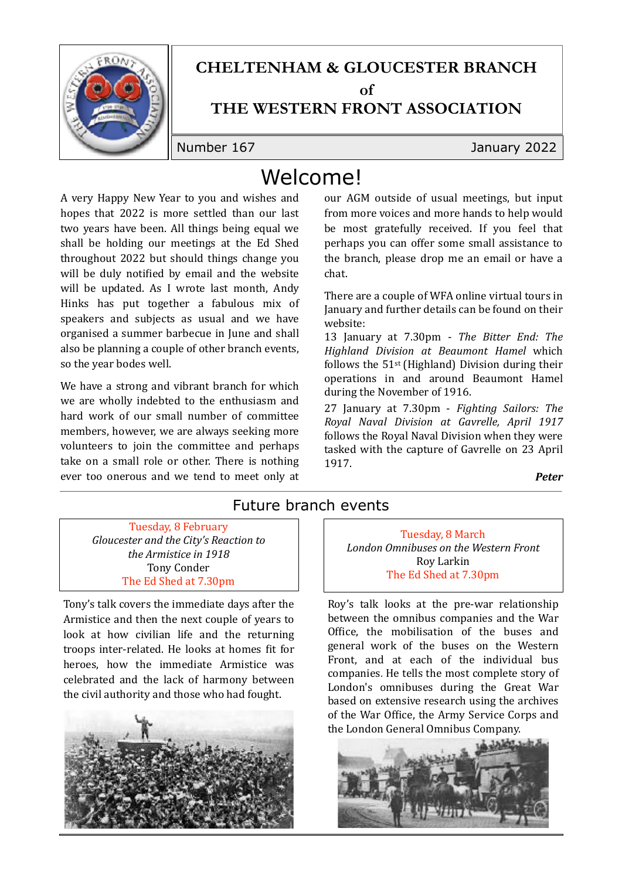# CHELTENHAM & GLOUCESTER BRANCH of THE WESTERN FRONT ASSOCIATION

Number 167 | January 2022

## Welcome!

A very Happy New Year to you and wishes and hopes that 2022 is more settled than our last two years have been. All things being equal we shall be holding our meetings at the Ed Shed throughout 2022 but should things change you will be duly notified by email and the website will be updated. As I wrote last month, Andy Hinks has put together a fabulous mix of speakers and subjects as usual and we have organised a summer barbecue in June and shall also be planning a couple of other branch events, so the year bodes well.

We have a strong and vibrant branch for which we are wholly indebted to the enthusiasm and hard work of our small number of committee members, however, we are always seeking more volunteers to join the committee and perhaps take on a small role or other. There is nothing ever too onerous and we tend to meet only at our AGM outside of usual meetings, but input from more voices and more hands to help would be most gratefully received. If you feel that perhaps you can offer some small assistance to the branch, please drop me an email or have a chat.

There are a couple of WFA online virtual tours in January and further details can be found on their website:

13 January at 7.30pm - *The Bitter End: The Highland Division at Beaumont Hamel* which follows the 51st (Highland) Division during their operations in and around Beaumont Hamel during the November of 1916.

27 January at 7.30pm - *Fighting Sailors: The Royal Naval Division at Gavrelle, April 1917* follows the Royal Naval Division when they were tasked with the capture of Gavrelle on 23 April 1917.

***Peter***

## Future branch events

**Tuesday, 8 February**
*Gloucester and the City's Reaction to the Armistice in 1918*
Tony Conder
The Ed Shed at 7.30pm

Tony's talk covers the immediate days after the Armistice and then the next couple of years to look at how civilian life and the returning troops inter-related. He looks at homes fit for heroes, how the immediate Armistice was celebrated and the lack of harmony between the civil authority and those who had fought.

**Tuesday, 8 March**
*London Omnibuses on the Western Front*
Roy Larkin
The Ed Shed at 7.30pm

Roy's talk looks at the pre-war relationship between the omnibus companies and the War Office, the mobilisation of the buses and general work of the buses on the Western Front, and at each of the individual bus companies. He tells the most complete story of London's omnibuses during the Great War based on extensive research using the archives of the War Office, the Army Service Corps and the London General Omnibus Company.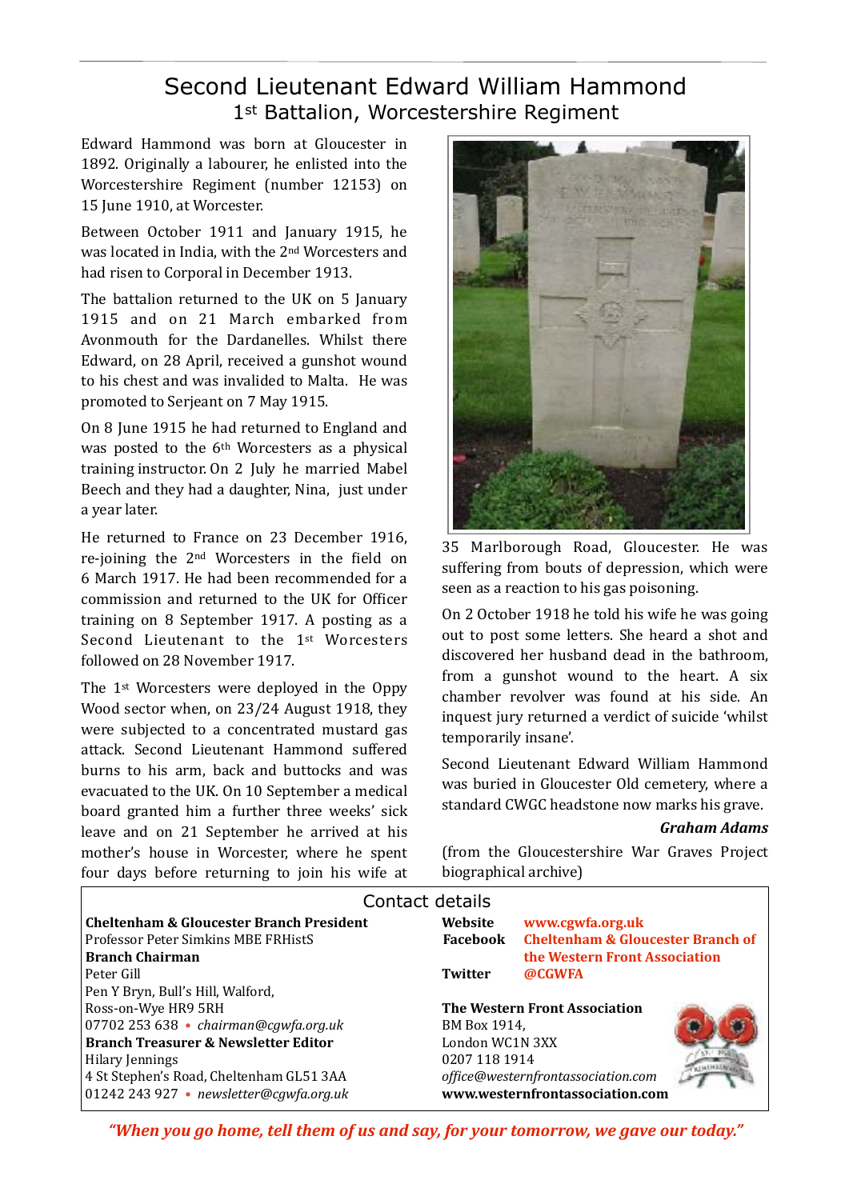# Second Lieutenant Edward William Hammond

## 1st Battalion, Worcestershire Regiment

Edward Hammond was born at Gloucester in 1892. Originally a labourer, he enlisted into the Worcestershire Regiment (number 12153) on 15 June 1910, at Worcester.

Between October 1911 and January 1915, he was located in India, with the 2nd Worcesters and had risen to Corporal in December 1913.

The battalion returned to the UK on 5 January 1915 and on 21 March embarked from Avonmouth for the Dardanelles. Whilst there Edward, on 28 April, received a gunshot wound to his chest and was invalided to Malta. He was promoted to Serjeant on 7 May 1915.

On 8 June 1915 he had returned to England and was posted to the 6th Worcesters as a physical training instructor. On 2 July he married Mabel Beech and they had a daughter, Nina, just under a year later.

He returned to France on 23 December 1916, re-joining the 2nd Worcesters in the field on 6 March 1917. He had been recommended for a commission and returned to the UK for Officer training on 8 September 1917. A posting as a Second Lieutenant to the 1st Worcesters followed on 28 November 1917.

The 1st Worcesters were deployed in the Oppy Wood sector when, on 23/24 August 1918, they were subjected to a concentrated mustard gas attack. Second Lieutenant Hammond suffered burns to his arm, back and buttocks and was evacuated to the UK. On 10 September a medical board granted him a further three weeks' sick leave and on 21 September he arrived at his mother's house in Worcester, where he spent four days before returning to join his wife at 35 Marlborough Road, Gloucester. He was suffering from bouts of depression, which were seen as a reaction to his gas poisoning.

On 2 October 1918 he told his wife he was going out to post some letters. She heard a shot and discovered her husband dead in the bathroom, from a gunshot wound to the heart. A six chamber revolver was found at his side. An inquest jury returned a verdict of suicide 'whilst temporarily insane'.

Second Lieutenant Edward William Hammond was buried in Gloucester Old cemetery, where a standard CWGC headstone now marks his grave.

***Graham Adams***

(from the Gloucestershire War Graves Project biographical archive)

## Contact details

**Cheltenham & Gloucester Branch President**
Professor Peter Simkins MBE FRHistS
**Branch Chairman**
Peter Gill
Pen Y Bryn, Bull's Hill, Walford,
Ross-on-Wye HR9 5RH
07702 253 638 • *chairman@cgwfa.org.uk*
**Branch Treasurer & Newsletter Editor**
Hilary Jennings
4 St Stephen's Road, Cheltenham GL51 3AA
01242 243 927 • *newsletter@cgwfa.org.uk*

**Website** www.cgwfa.org.uk
**Facebook** Cheltenham & Gloucester Branch of the Western Front Association
**Twitter** @CGWFA

**The Western Front Association**
BM Box 1914,
London WC1N 3XX
0207 118 1914
*office@westernfrontassociation.com*
**www.westernfrontassociation.com**

*"When you go home, tell them of us and say, for your tomorrow, we gave our today."*